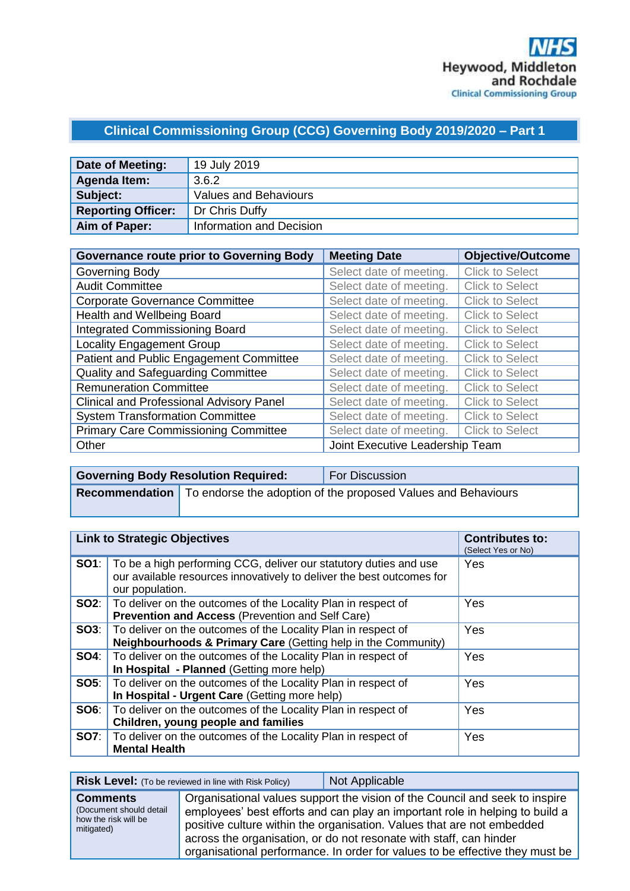NHS
Heywood, Middleton and Rochdale
Clinical Commissioning Group

## Clinical Commissioning Group (CCG) Governing Body 2019/2020 – Part 1

| | |
|---|---|
| **Date of Meeting:** | 19 July 2019 |
| **Agenda Item:** | 3.6.2 |
| **Subject:** | Values and Behaviours |
| **Reporting Officer:** | Dr Chris Duffy |
| **Aim of Paper:** | Information and Decision |

| Governance route prior to Governing Body | Meeting Date | Objective/Outcome |
|---|---|---|
| Governing Body | Select date of meeting. | Click to Select |
| Audit Committee | Select date of meeting. | Click to Select |
| Corporate Governance Committee | Select date of meeting. | Click to Select |
| Health and Wellbeing Board | Select date of meeting. | Click to Select |
| Integrated Commissioning Board | Select date of meeting. | Click to Select |
| Locality Engagement Group | Select date of meeting. | Click to Select |
| Patient and Public Engagement Committee | Select date of meeting. | Click to Select |
| Quality and Safeguarding Committee | Select date of meeting. | Click to Select |
| Remuneration Committee | Select date of meeting. | Click to Select |
| Clinical and Professional Advisory Panel | Select date of meeting. | Click to Select |
| System Transformation Committee | Select date of meeting. | Click to Select |
| Primary Care Commissioning Committee | Select date of meeting. | Click to Select |
| Other | Joint Executive Leadership Team | |

| | |
|---|---|
| **Governing Body Resolution Required:** | For Discussion |
| **Recommendation** | To endorse the adoption of the proposed Values and Behaviours |

| Link to Strategic Objectives | | Contributes to: (Select Yes or No) |
|---|---|---|
| **SO1**: | To be a high performing CCG, deliver our statutory duties and use our available resources innovatively to deliver the best outcomes for our population. | Yes |
| **SO2**: | To deliver on the outcomes of the Locality Plan in respect of **Prevention and Access** (Prevention and Self Care) | Yes |
| **SO3**: | To deliver on the outcomes of the Locality Plan in respect of **Neighbourhoods & Primary Care** (Getting help in the Community) | Yes |
| **SO4**: | To deliver on the outcomes of the Locality Plan in respect of **In Hospital - Planned** (Getting more help) | Yes |
| **SO5**: | To deliver on the outcomes of the Locality Plan in respect of **In Hospital - Urgent Care** (Getting more help) | Yes |
| **SO6**: | To deliver on the outcomes of the Locality Plan in respect of **Children, young people and families** | Yes |
| **SO7**: | To deliver on the outcomes of the Locality Plan in respect of **Mental Health** | Yes |

| | |
|---|---|
| **Risk Level:** (To be reviewed in line with Risk Policy) | Not Applicable |
| **Comments** (Document should detail how the risk will be mitigated) | Organisational values support the vision of the Council and seek to inspire employees' best efforts and can play an important role in helping to build a positive culture within the organisation. Values that are not embedded across the organisation, or do not resonate with staff, can hinder organisational performance. In order for values to be effective they must be |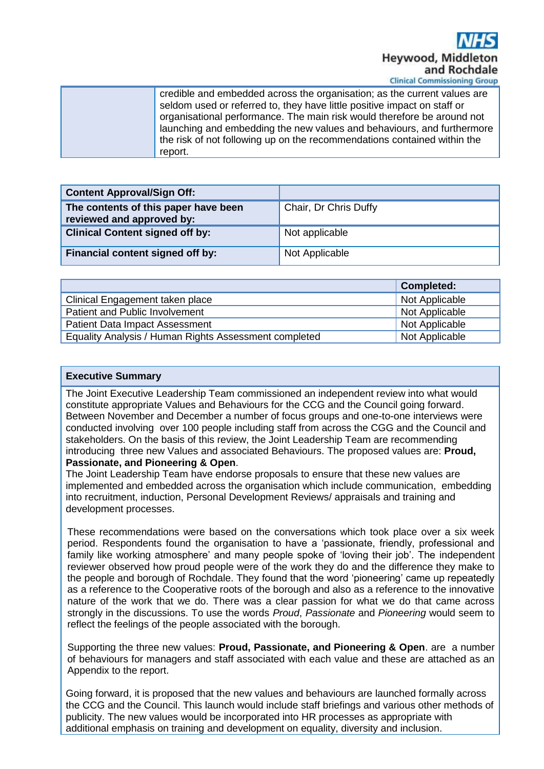| | |
|---|---|
| | credible and embedded across the organisation; as the current values are seldom used or referred to, they have little positive impact on staff or organisational performance. The main risk would therefore be around not launching and embedding the new values and behaviours, and furthermore the risk of not following up on the recommendations contained within the report. |

| **Content Approval/Sign Off:** | |
|---|---|
| **The contents of this paper have been reviewed and approved by:** | Chair, Dr Chris Duffy |
| **Clinical Content signed off by:** | Not applicable |
| **Financial content signed off by:** | Not Applicable |

| | **Completed:** |
|---|---|
| Clinical Engagement taken place | Not Applicable |
| Patient and Public Involvement | Not Applicable |
| Patient Data Impact Assessment | Not Applicable |
| Equality Analysis / Human Rights Assessment completed | Not Applicable |

**Executive Summary**

The Joint Executive Leadership Team commissioned an independent review into what would constitute appropriate Values and Behaviours for the CCG and the Council going forward. Between November and December a number of focus groups and one-to-one interviews were conducted involving over 100 people including staff from across the CGG and the Council and stakeholders. On the basis of this review, the Joint Leadership Team are recommending introducing three new Values and associated Behaviours. The proposed values are: **Proud, Passionate, and Pioneering & Open**.
The Joint Leadership Team have endorse proposals to ensure that these new values are implemented and embedded across the organisation which include communication, embedding into recruitment, induction, Personal Development Reviews/ appraisals and training and development processes.

These recommendations were based on the conversations which took place over a six week period. Respondents found the organisation to have a 'passionate, friendly, professional and family like working atmosphere' and many people spoke of 'loving their job'. The independent reviewer observed how proud people were of the work they do and the difference they make to the people and borough of Rochdale. They found that the word 'pioneering' came up repeatedly as a reference to the Cooperative roots of the borough and also as a reference to the innovative nature of the work that we do. There was a clear passion for what we do that came across strongly in the discussions. To use the words *Proud*, *Passionate* and *Pioneering* would seem to reflect the feelings of the people associated with the borough.

Supporting the three new values: **Proud, Passionate, and Pioneering & Open**. are a number of behaviours for managers and staff associated with each value and these are attached as an Appendix to the report.

Going forward, it is proposed that the new values and behaviours are launched formally across the CCG and the Council. This launch would include staff briefings and various other methods of publicity. The new values would be incorporated into HR processes as appropriate with additional emphasis on training and development on equality, diversity and inclusion.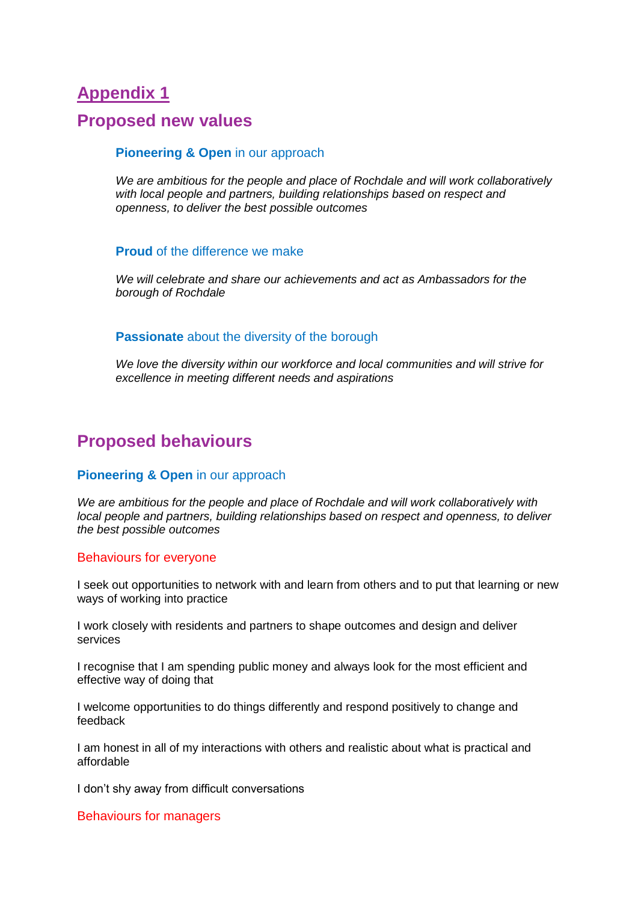# Appendix 1

## Proposed new values

### **Pioneering & Open** in our approach

*We are ambitious for the people and place of Rochdale and will work collaboratively with local people and partners, building relationships based on respect and openness, to deliver the best possible outcomes*

### **Proud** of the difference we make

*We will celebrate and share our achievements and act as Ambassadors for the borough of Rochdale*

### **Passionate** about the diversity of the borough

*We love the diversity within our workforce and local communities and will strive for excellence in meeting different needs and aspirations*

## Proposed behaviours

### **Pioneering & Open** in our approach

*We are ambitious for the people and place of Rochdale and will work collaboratively with local people and partners, building relationships based on respect and openness, to deliver the best possible outcomes*

#### Behaviours for everyone

I seek out opportunities to network with and learn from others and to put that learning or new ways of working into practice

I work closely with residents and partners to shape outcomes and design and deliver services

I recognise that I am spending public money and always look for the most efficient and effective way of doing that

I welcome opportunities to do things differently and respond positively to change and feedback

I am honest in all of my interactions with others and realistic about what is practical and affordable

I don't shy away from difficult conversations

#### Behaviours for managers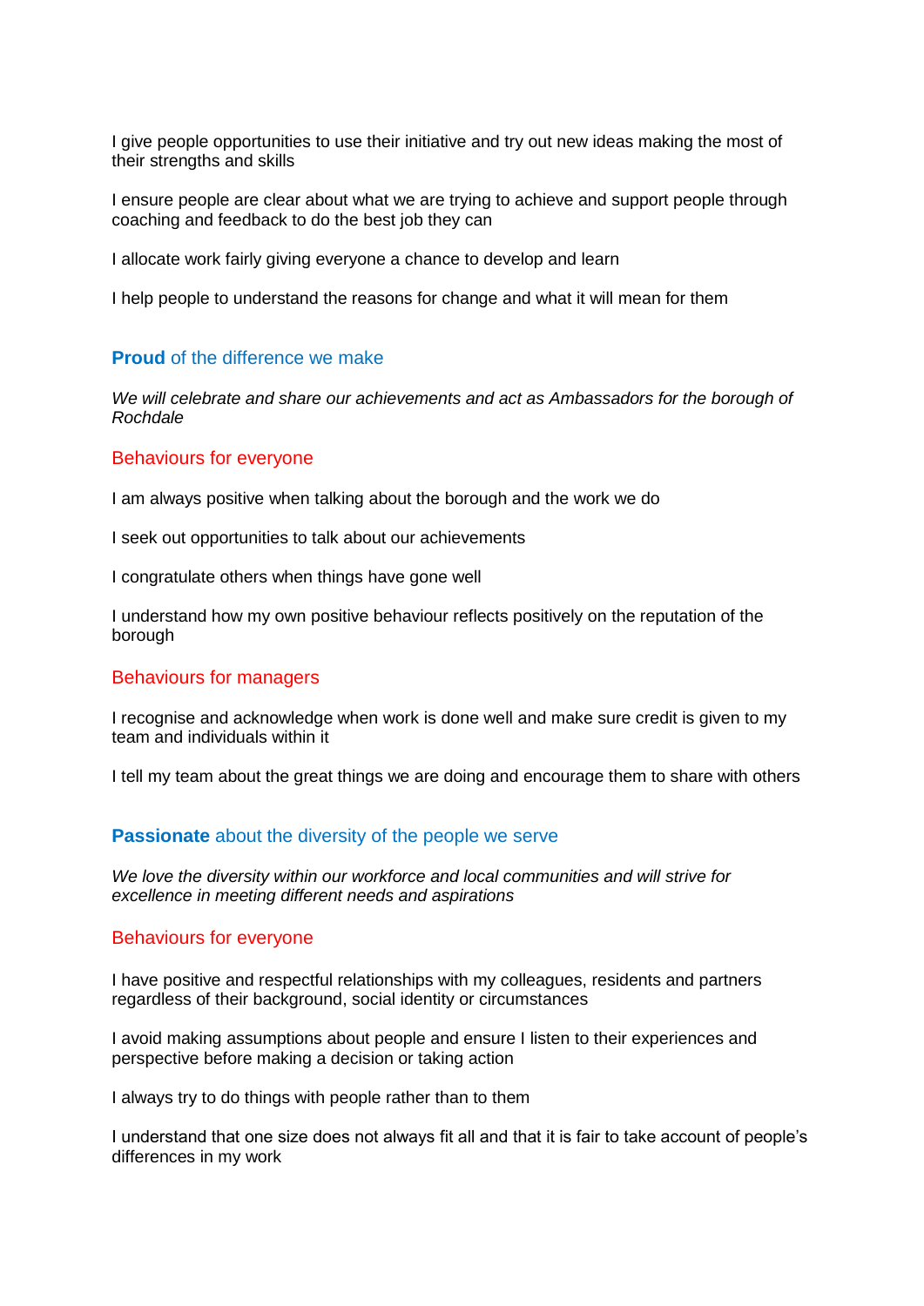I give people opportunities to use their initiative and try out new ideas making the most of their strengths and skills

I ensure people are clear about what we are trying to achieve and support people through coaching and feedback to do the best job they can

I allocate work fairly giving everyone a chance to develop and learn

I help people to understand the reasons for change and what it will mean for them

## **Proud** of the difference we make

*We will celebrate and share our achievements and act as Ambassadors for the borough of Rochdale*

### Behaviours for everyone

I am always positive when talking about the borough and the work we do

I seek out opportunities to talk about our achievements

I congratulate others when things have gone well

I understand how my own positive behaviour reflects positively on the reputation of the borough

### Behaviours for managers

I recognise and acknowledge when work is done well and make sure credit is given to my team and individuals within it

I tell my team about the great things we are doing and encourage them to share with others

## **Passionate** about the diversity of the people we serve

*We love the diversity within our workforce and local communities and will strive for excellence in meeting different needs and aspirations*

### Behaviours for everyone

I have positive and respectful relationships with my colleagues, residents and partners regardless of their background, social identity or circumstances

I avoid making assumptions about people and ensure I listen to their experiences and perspective before making a decision or taking action

I always try to do things with people rather than to them

I understand that one size does not always fit all and that it is fair to take account of people's differences in my work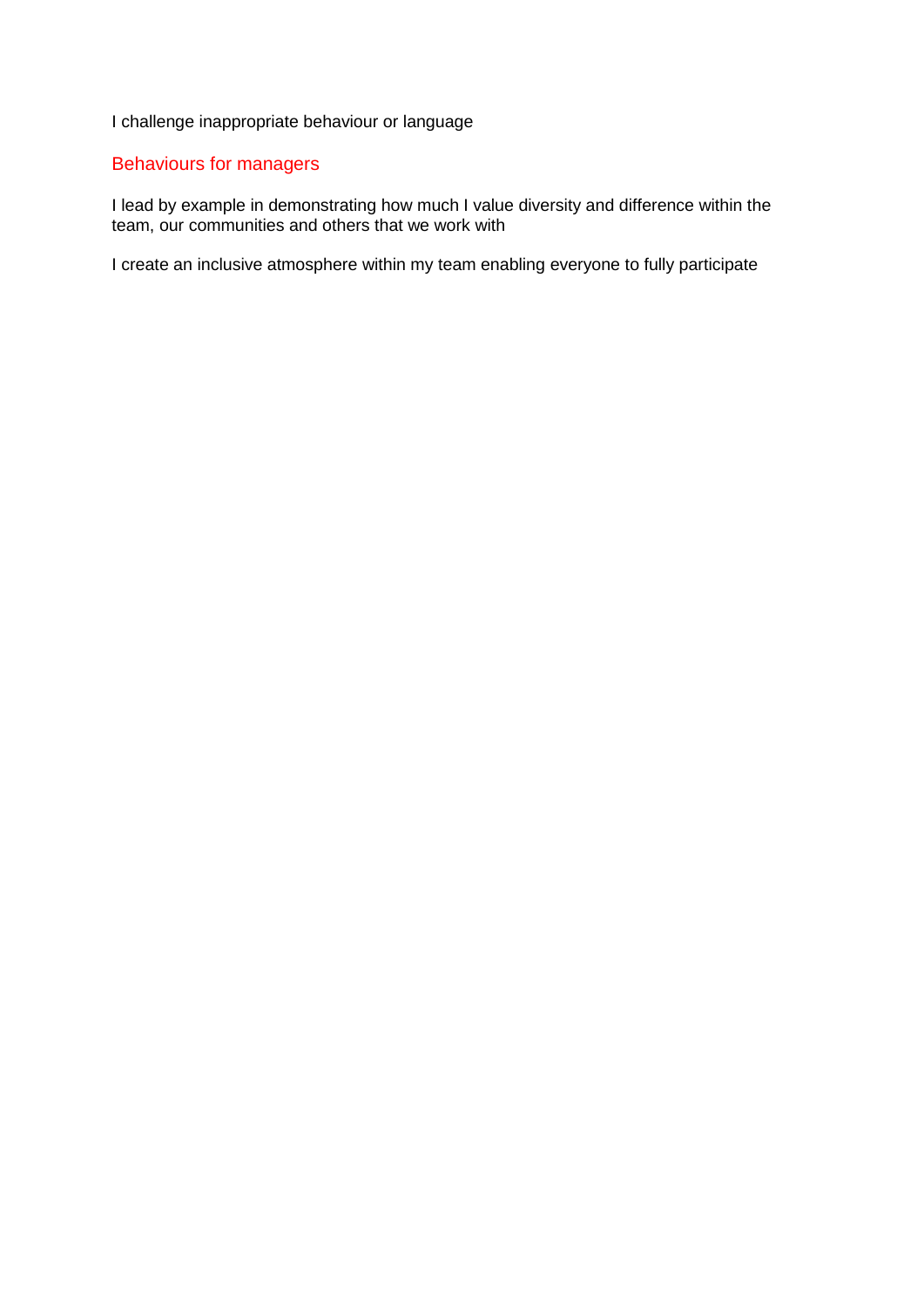I challenge inappropriate behaviour or language

## Behaviours for managers

I lead by example in demonstrating how much I value diversity and difference within the team, our communities and others that we work with

I create an inclusive atmosphere within my team enabling everyone to fully participate